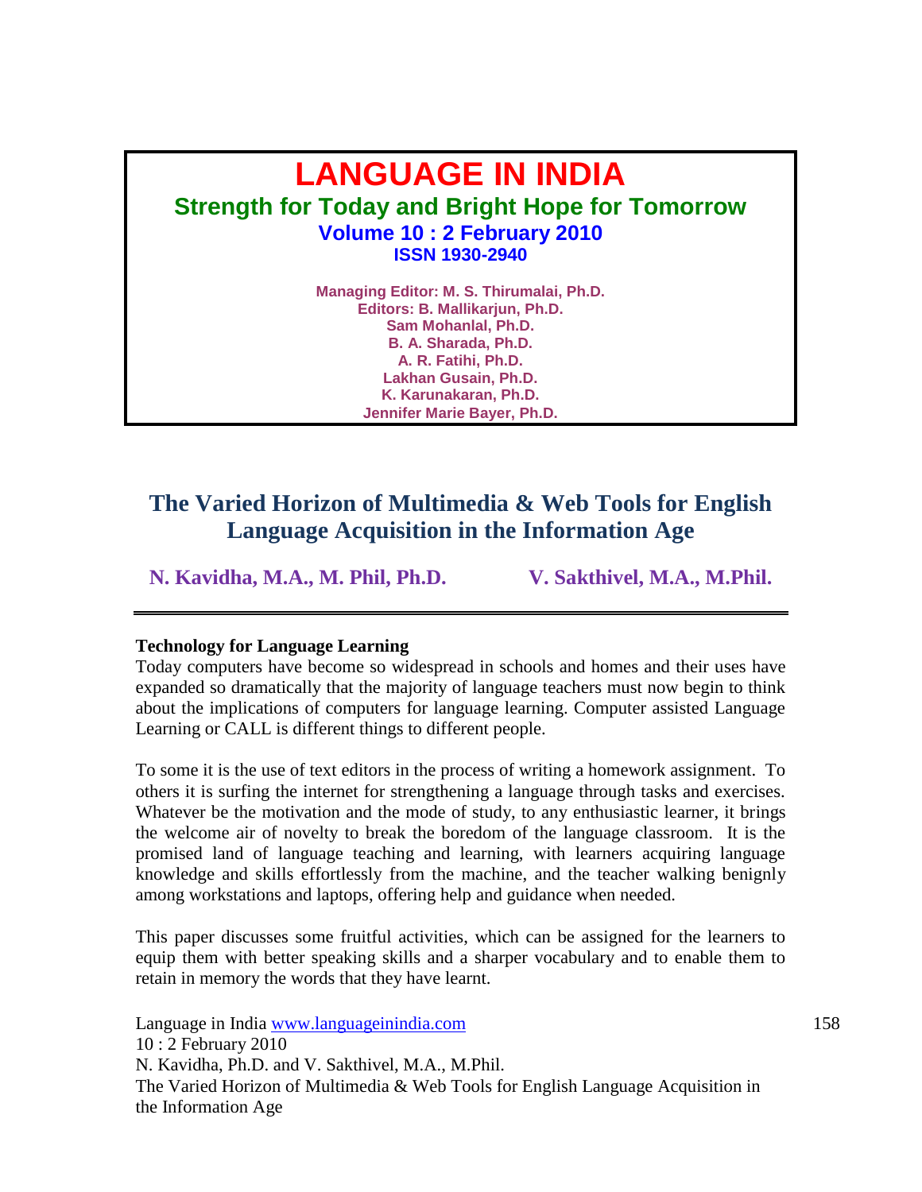# LANGUAGE IN INDIA

**Strength for Today and Bright Hope for Tomorrow**

**Volume 10 : 2 February 2010**

**ISSN 1930-2940**

**Managing Editor: M. S. Thirumalai, Ph.D.**
**Editors: B. Mallikarjun, Ph.D.**
**Sam Mohanlal, Ph.D.**
**B. A. Sharada, Ph.D.**
**A. R. Fatihi, Ph.D.**
**Lakhan Gusain, Ph.D.**
**K. Karunakaran, Ph.D.**
**Jennifer Marie Bayer, Ph.D.**

## The Varied Horizon of Multimedia & Web Tools for English Language Acquisition in the Information Age

**N. Kavidha, M.A., M. Phil, Ph.D.** **V. Sakthivel, M.A., M.Phil.**

---

### Technology for Language Learning

Today computers have become so widespread in schools and homes and their uses have expanded so dramatically that the majority of language teachers must now begin to think about the implications of computers for language learning. Computer assisted Language Learning or CALL is different things to different people.

To some it is the use of text editors in the process of writing a homework assignment. To others it is surfing the internet for strengthening a language through tasks and exercises. Whatever be the motivation and the mode of study, to any enthusiastic learner, it brings the welcome air of novelty to break the boredom of the language classroom. It is the promised land of language teaching and learning, with learners acquiring language knowledge and skills effortlessly from the machine, and the teacher walking benignly among workstations and laptops, offering help and guidance when needed.

This paper discusses some fruitful activities, which can be assigned for the learners to equip them with better speaking skills and a sharper vocabulary and to enable them to retain in memory the words that they have learnt.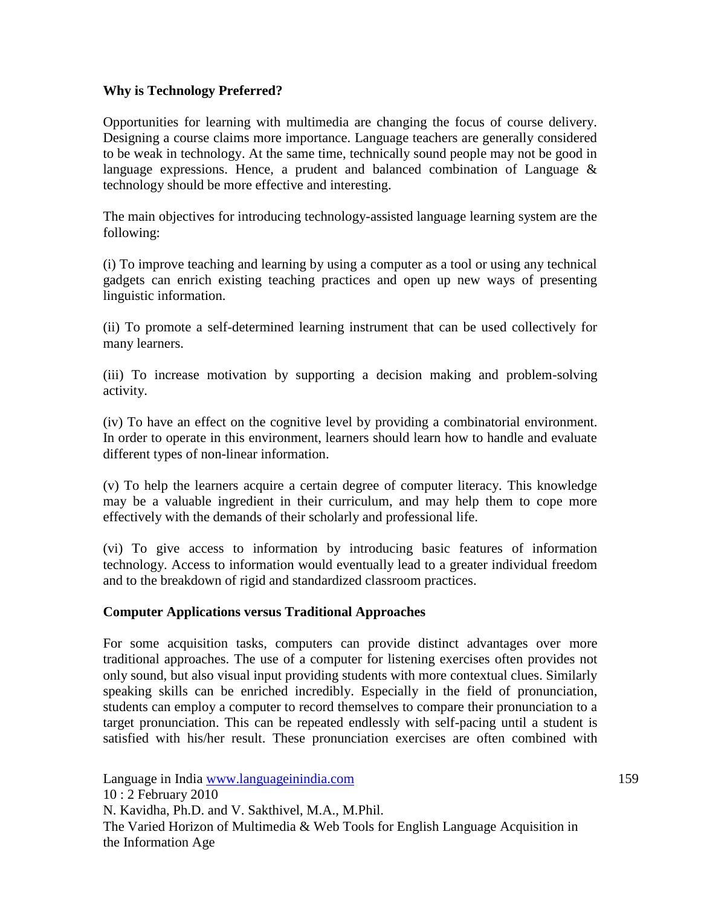**Why is Technology Preferred?**

Opportunities for learning with multimedia are changing the focus of course delivery. Designing a course claims more importance. Language teachers are generally considered to be weak in technology. At the same time, technically sound people may not be good in language expressions. Hence, a prudent and balanced combination of Language & technology should be more effective and interesting.

The main objectives for introducing technology-assisted language learning system are the following:

(i) To improve teaching and learning by using a computer as a tool or using any technical gadgets can enrich existing teaching practices and open up new ways of presenting linguistic information.

(ii) To promote a self-determined learning instrument that can be used collectively for many learners.

(iii) To increase motivation by supporting a decision making and problem-solving activity.

(iv) To have an effect on the cognitive level by providing a combinatorial environment. In order to operate in this environment, learners should learn how to handle and evaluate different types of non-linear information.

(v) To help the learners acquire a certain degree of computer literacy. This knowledge may be a valuable ingredient in their curriculum, and may help them to cope more effectively with the demands of their scholarly and professional life.

(vi) To give access to information by introducing basic features of information technology. Access to information would eventually lead to a greater individual freedom and to the breakdown of rigid and standardized classroom practices.

**Computer Applications versus Traditional Approaches**

For some acquisition tasks, computers can provide distinct advantages over more traditional approaches. The use of a computer for listening exercises often provides not only sound, but also visual input providing students with more contextual clues. Similarly speaking skills can be enriched incredibly. Especially in the field of pronunciation, students can employ a computer to record themselves to compare their pronunciation to a target pronunciation. This can be repeated endlessly with self-pacing until a student is satisfied with his/her result. These pronunciation exercises are often combined with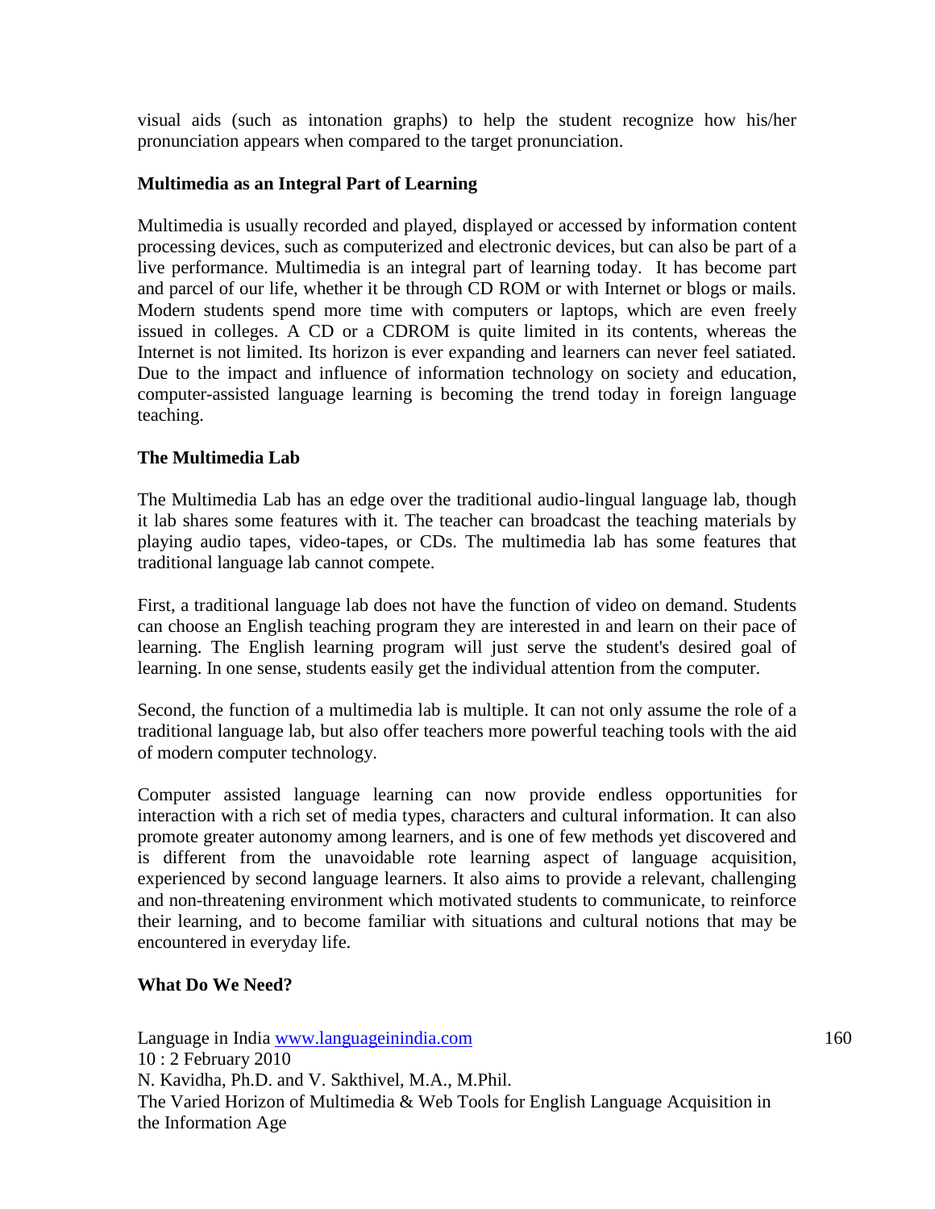visual aids (such as intonation graphs) to help the student recognize how his/her pronunciation appears when compared to the target pronunciation.

### Multimedia as an Integral Part of Learning

Multimedia is usually recorded and played, displayed or accessed by information content processing devices, such as computerized and electronic devices, but can also be part of a live performance. Multimedia is an integral part of learning today. It has become part and parcel of our life, whether it be through CD ROM or with Internet or blogs or mails. Modern students spend more time with computers or laptops, which are even freely issued in colleges. A CD or a CDROM is quite limited in its contents, whereas the Internet is not limited. Its horizon is ever expanding and learners can never feel satiated. Due to the impact and influence of information technology on society and education, computer-assisted language learning is becoming the trend today in foreign language teaching.

### The Multimedia Lab

The Multimedia Lab has an edge over the traditional audio-lingual language lab, though it lab shares some features with it. The teacher can broadcast the teaching materials by playing audio tapes, video-tapes, or CDs. The multimedia lab has some features that traditional language lab cannot compete.

First, a traditional language lab does not have the function of video on demand. Students can choose an English teaching program they are interested in and learn on their pace of learning. The English learning program will just serve the student's desired goal of learning. In one sense, students easily get the individual attention from the computer.

Second, the function of a multimedia lab is multiple. It can not only assume the role of a traditional language lab, but also offer teachers more powerful teaching tools with the aid of modern computer technology.

Computer assisted language learning can now provide endless opportunities for interaction with a rich set of media types, characters and cultural information. It can also promote greater autonomy among learners, and is one of few methods yet discovered and is different from the unavoidable rote learning aspect of language acquisition, experienced by second language learners. It also aims to provide a relevant, challenging and non-threatening environment which motivated students to communicate, to reinforce their learning, and to become familiar with situations and cultural notions that may be encountered in everyday life.

### What Do We Need?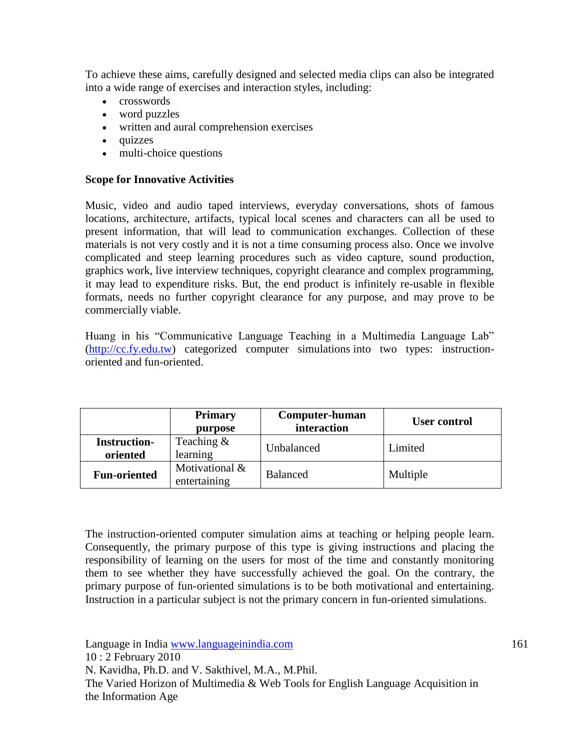To achieve these aims, carefully designed and selected media clips can also be integrated into a wide range of exercises and interaction styles, including:

- crosswords
- word puzzles
- written and aural comprehension exercises
- quizzes
- multi-choice questions

**Scope for Innovative Activities**

Music, video and audio taped interviews, everyday conversations, shots of famous locations, architecture, artifacts, typical local scenes and characters can all be used to present information, that will lead to communication exchanges. Collection of these materials is not very costly and it is not a time consuming process also. Once we involve complicated and steep learning procedures such as video capture, sound production, graphics work, live interview techniques, copyright clearance and complex programming, it may lead to expenditure risks. But, the end product is infinitely re-usable in flexible formats, needs no further copyright clearance for any purpose, and may prove to be commercially viable.

Huang in his "Communicative Language Teaching in a Multimedia Language Lab" (http://cc.fy.edu.tw) categorized computer simulations into two types: instruction-oriented and fun-oriented.

| | **Primary purpose** | **Computer-human interaction** | **User control** |
|---|---|---|---|
| **Instruction-oriented** | Teaching & learning | Unbalanced | Limited |
| **Fun-oriented** | Motivational & entertaining | Balanced | Multiple |

The instruction-oriented computer simulation aims at teaching or helping people learn. Consequently, the primary purpose of this type is giving instructions and placing the responsibility of learning on the users for most of the time and constantly monitoring them to see whether they have successfully achieved the goal. On the contrary, the primary purpose of fun-oriented simulations is to be both motivational and entertaining. Instruction in a particular subject is not the primary concern in fun-oriented simulations.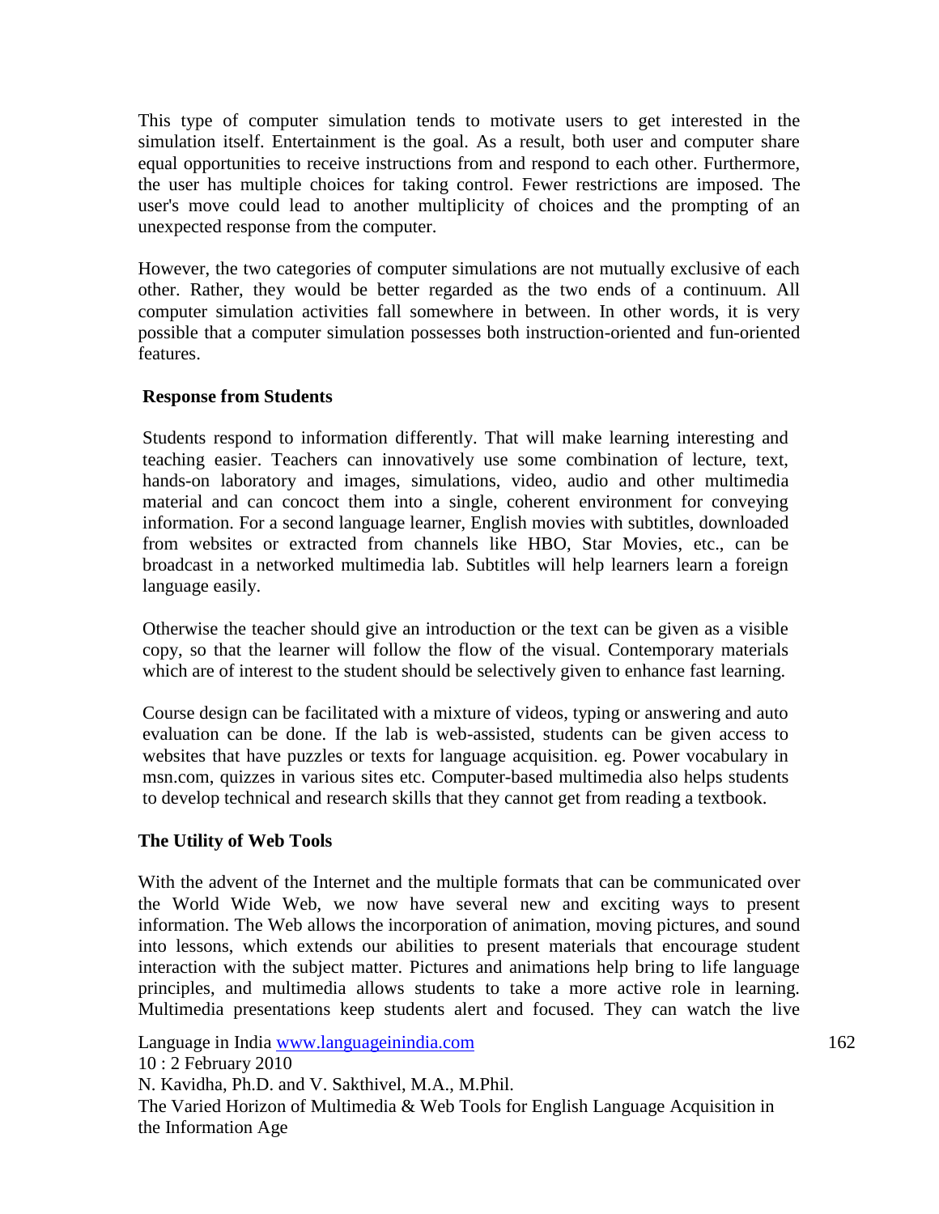This type of computer simulation tends to motivate users to get interested in the simulation itself. Entertainment is the goal. As a result, both user and computer share equal opportunities to receive instructions from and respond to each other. Furthermore, the user has multiple choices for taking control. Fewer restrictions are imposed. The user's move could lead to another multiplicity of choices and the prompting of an unexpected response from the computer.

However, the two categories of computer simulations are not mutually exclusive of each other. Rather, they would be better regarded as the two ends of a continuum. All computer simulation activities fall somewhere in between. In other words, it is very possible that a computer simulation possesses both instruction-oriented and fun-oriented features.

**Response from Students**

Students respond to information differently. That will make learning interesting and teaching easier. Teachers can innovatively use some combination of lecture, text, hands-on laboratory and images, simulations, video, audio and other multimedia material and can concoct them into a single, coherent environment for conveying information. For a second language learner, English movies with subtitles, downloaded from websites or extracted from channels like HBO, Star Movies, etc., can be broadcast in a networked multimedia lab. Subtitles will help learners learn a foreign language easily.

Otherwise the teacher should give an introduction or the text can be given as a visible copy, so that the learner will follow the flow of the visual. Contemporary materials which are of interest to the student should be selectively given to enhance fast learning.

Course design can be facilitated with a mixture of videos, typing or answering and auto evaluation can be done. If the lab is web-assisted, students can be given access to websites that have puzzles or texts for language acquisition. eg. Power vocabulary in msn.com, quizzes in various sites etc. Computer-based multimedia also helps students to develop technical and research skills that they cannot get from reading a textbook.

**The Utility of Web Tools**

With the advent of the Internet and the multiple formats that can be communicated over the World Wide Web, we now have several new and exciting ways to present information. The Web allows the incorporation of animation, moving pictures, and sound into lessons, which extends our abilities to present materials that encourage student interaction with the subject matter. Pictures and animations help bring to life language principles, and multimedia allows students to take a more active role in learning. Multimedia presentations keep students alert and focused. They can watch the live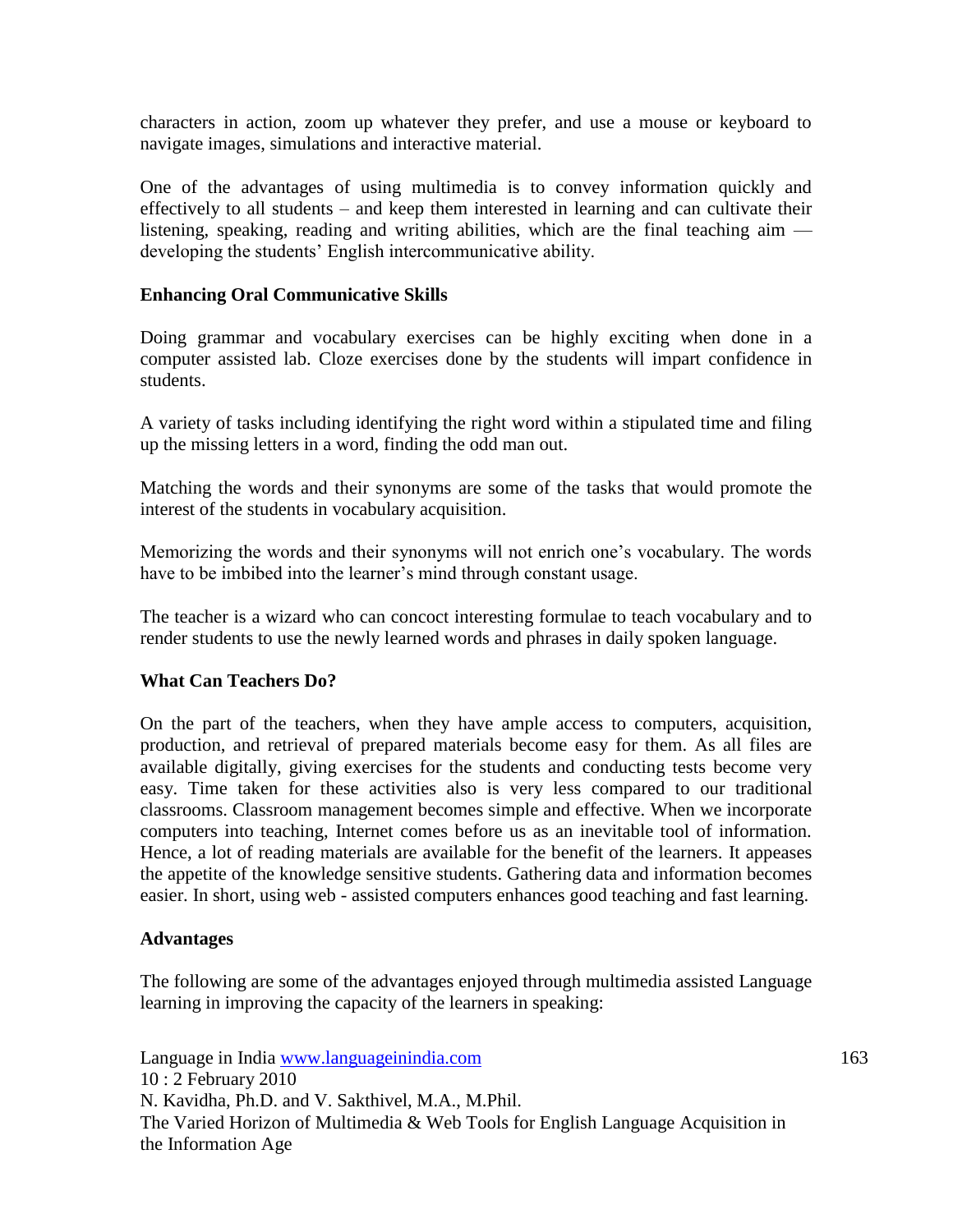characters in action, zoom up whatever they prefer, and use a mouse or keyboard to navigate images, simulations and interactive material.

One of the advantages of using multimedia is to convey information quickly and effectively to all students – and keep them interested in learning and can cultivate their listening, speaking, reading and writing abilities, which are the final teaching aim — developing the students' English intercommunicative ability.

### Enhancing Oral Communicative Skills

Doing grammar and vocabulary exercises can be highly exciting when done in a computer assisted lab. Cloze exercises done by the students will impart confidence in students.

A variety of tasks including identifying the right word within a stipulated time and filing up the missing letters in a word, finding the odd man out.

Matching the words and their synonyms are some of the tasks that would promote the interest of the students in vocabulary acquisition.

Memorizing the words and their synonyms will not enrich one's vocabulary. The words have to be imbibed into the learner's mind through constant usage.

The teacher is a wizard who can concoct interesting formulae to teach vocabulary and to render students to use the newly learned words and phrases in daily spoken language.

### What Can Teachers Do?

On the part of the teachers, when they have ample access to computers, acquisition, production, and retrieval of prepared materials become easy for them. As all files are available digitally, giving exercises for the students and conducting tests become very easy. Time taken for these activities also is very less compared to our traditional classrooms. Classroom management becomes simple and effective. When we incorporate computers into teaching, Internet comes before us as an inevitable tool of information. Hence, a lot of reading materials are available for the benefit of the learners. It appeases the appetite of the knowledge sensitive students. Gathering data and information becomes easier. In short, using web - assisted computers enhances good teaching and fast learning.

### Advantages

The following are some of the advantages enjoyed through multimedia assisted Language learning in improving the capacity of the learners in speaking: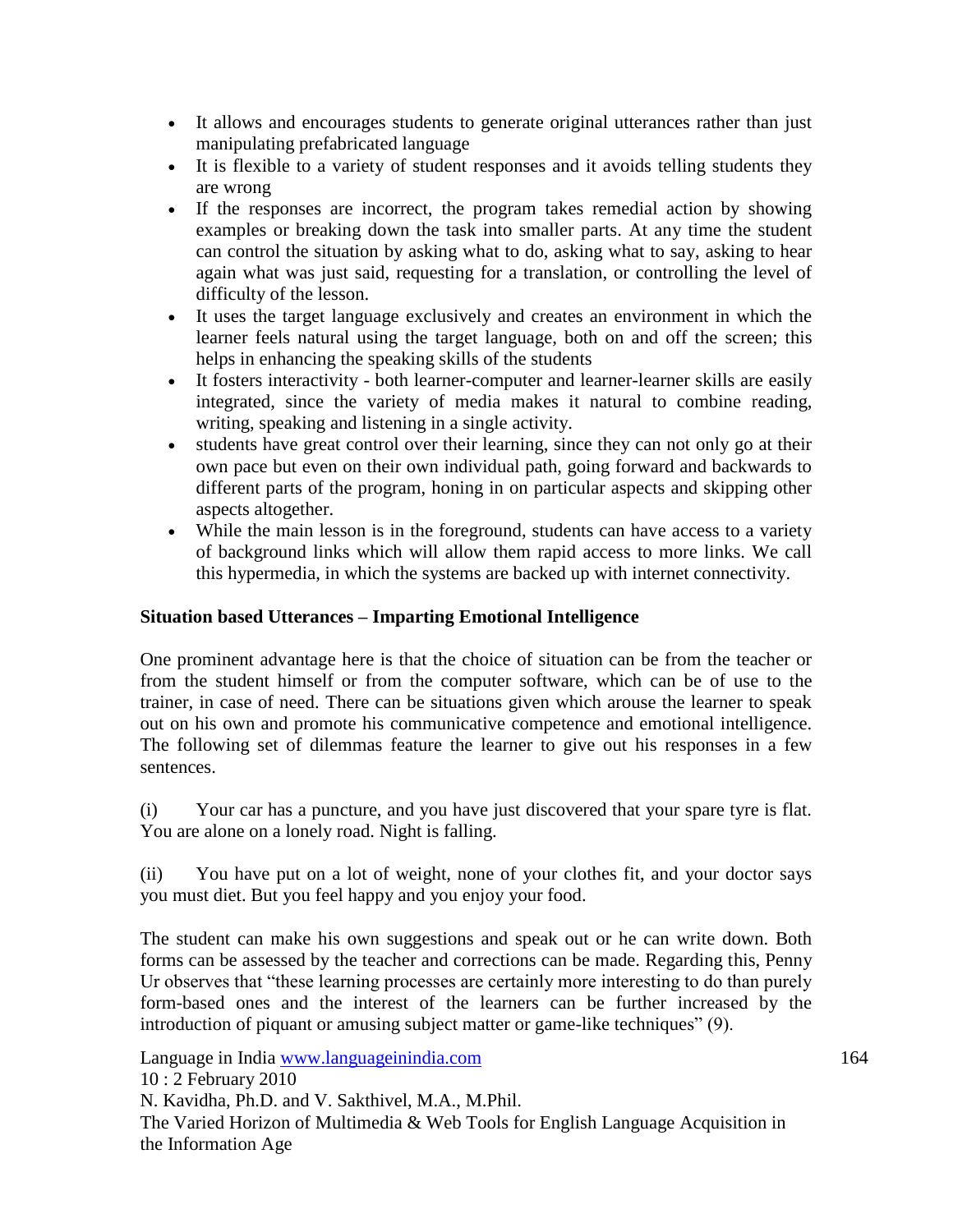- It allows and encourages students to generate original utterances rather than just manipulating prefabricated language
- It is flexible to a variety of student responses and it avoids telling students they are wrong
- If the responses are incorrect, the program takes remedial action by showing examples or breaking down the task into smaller parts. At any time the student can control the situation by asking what to do, asking what to say, asking to hear again what was just said, requesting for a translation, or controlling the level of difficulty of the lesson.
- It uses the target language exclusively and creates an environment in which the learner feels natural using the target language, both on and off the screen; this helps in enhancing the speaking skills of the students
- It fosters interactivity - both learner-computer and learner-learner skills are easily integrated, since the variety of media makes it natural to combine reading, writing, speaking and listening in a single activity.
- students have great control over their learning, since they can not only go at their own pace but even on their own individual path, going forward and backwards to different parts of the program, honing in on particular aspects and skipping other aspects altogether.
- While the main lesson is in the foreground, students can have access to a variety of background links which will allow them rapid access to more links. We call this hypermedia, in which the systems are backed up with internet connectivity.

**Situation based Utterances – Imparting Emotional Intelligence**

One prominent advantage here is that the choice of situation can be from the teacher or from the student himself or from the computer software, which can be of use to the trainer, in case of need. There can be situations given which arouse the learner to speak out on his own and promote his communicative competence and emotional intelligence. The following set of dilemmas feature the learner to give out his responses in a few sentences.

(i) Your car has a puncture, and you have just discovered that your spare tyre is flat. You are alone on a lonely road. Night is falling.

(ii) You have put on a lot of weight, none of your clothes fit, and your doctor says you must diet. But you feel happy and you enjoy your food.

The student can make his own suggestions and speak out or he can write down. Both forms can be assessed by the teacher and corrections can be made. Regarding this, Penny Ur observes that "these learning processes are certainly more interesting to do than purely form-based ones and the interest of the learners can be further increased by the introduction of piquant or amusing subject matter or game-like techniques" (9).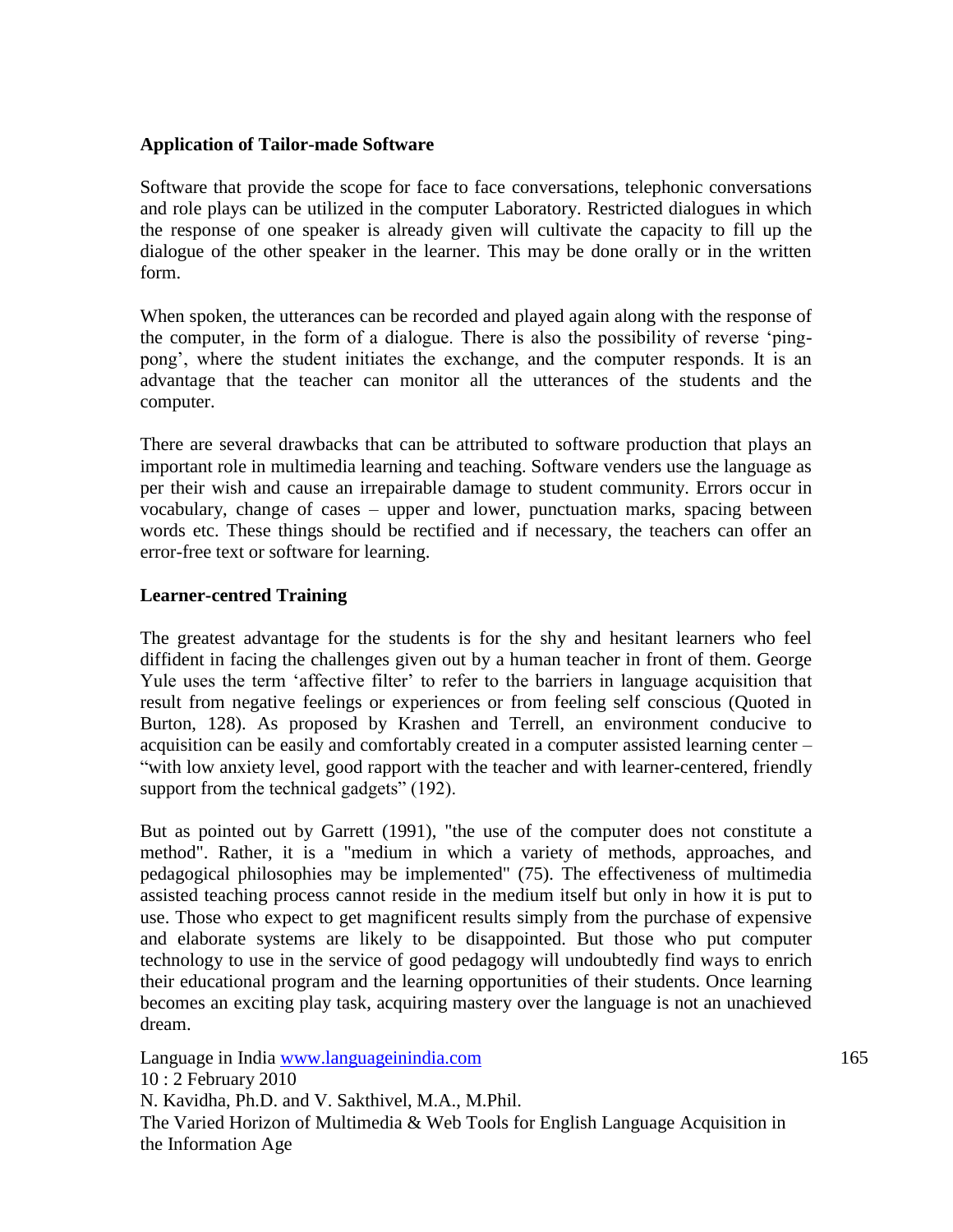## Application of Tailor-made Software

Software that provide the scope for face to face conversations, telephonic conversations and role plays can be utilized in the computer Laboratory. Restricted dialogues in which the response of one speaker is already given will cultivate the capacity to fill up the dialogue of the other speaker in the learner. This may be done orally or in the written form.

When spoken, the utterances can be recorded and played again along with the response of the computer, in the form of a dialogue. There is also the possibility of reverse 'ping-pong', where the student initiates the exchange, and the computer responds. It is an advantage that the teacher can monitor all the utterances of the students and the computer.

There are several drawbacks that can be attributed to software production that plays an important role in multimedia learning and teaching. Software venders use the language as per their wish and cause an irrepairable damage to student community. Errors occur in vocabulary, change of cases – upper and lower, punctuation marks, spacing between words etc. These things should be rectified and if necessary, the teachers can offer an error-free text or software for learning.

## Learner-centred Training

The greatest advantage for the students is for the shy and hesitant learners who feel diffident in facing the challenges given out by a human teacher in front of them. George Yule uses the term 'affective filter' to refer to the barriers in language acquisition that result from negative feelings or experiences or from feeling self conscious (Quoted in Burton, 128). As proposed by Krashen and Terrell, an environment conducive to acquisition can be easily and comfortably created in a computer assisted learning center – "with low anxiety level, good rapport with the teacher and with learner-centered, friendly support from the technical gadgets" (192).

But as pointed out by Garrett (1991), "the use of the computer does not constitute a method". Rather, it is a "medium in which a variety of methods, approaches, and pedagogical philosophies may be implemented" (75). The effectiveness of multimedia assisted teaching process cannot reside in the medium itself but only in how it is put to use. Those who expect to get magnificent results simply from the purchase of expensive and elaborate systems are likely to be disappointed. But those who put computer technology to use in the service of good pedagogy will undoubtedly find ways to enrich their educational program and the learning opportunities of their students. Once learning becomes an exciting play task, acquiring mastery over the language is not an unachieved dream.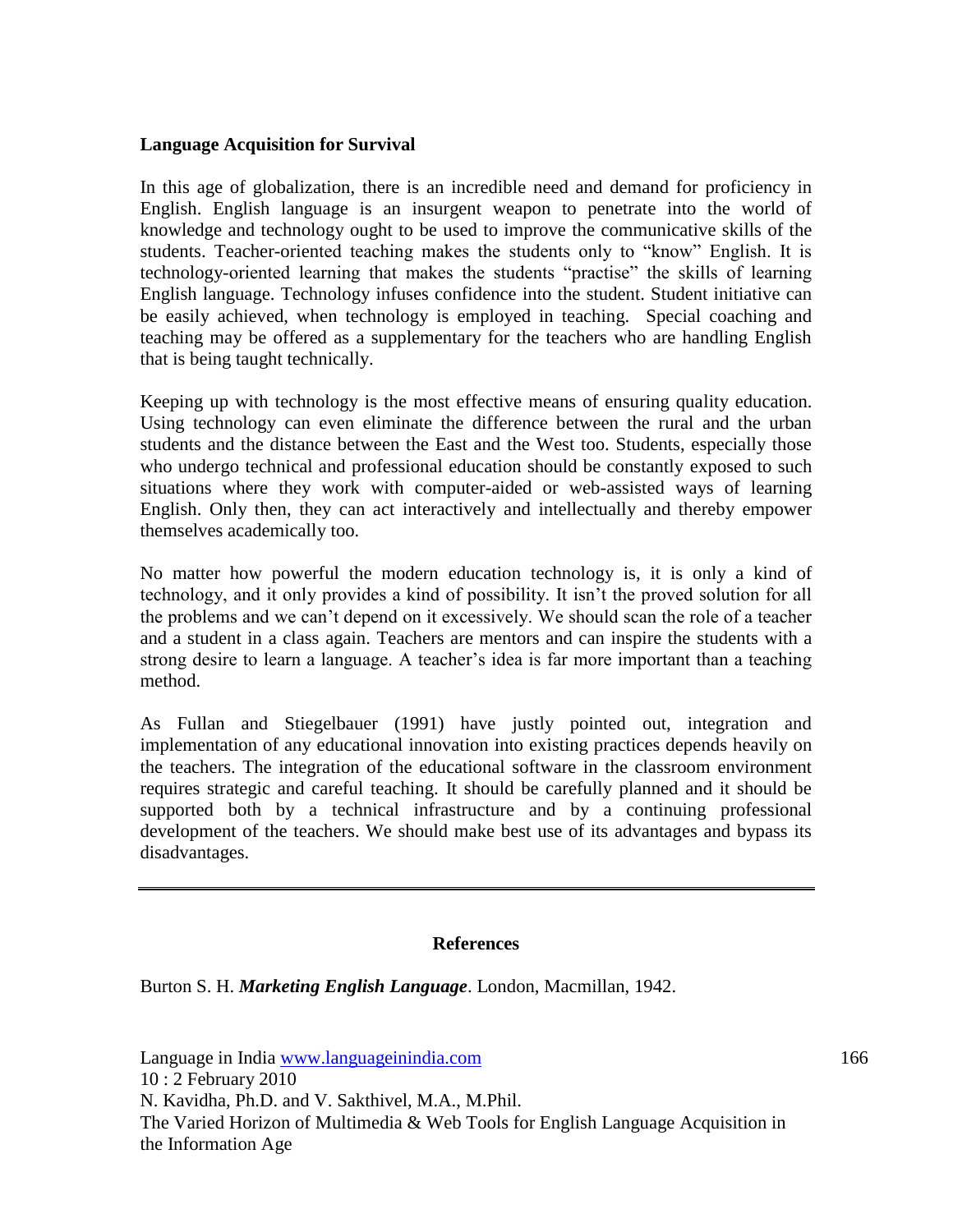**Language Acquisition for Survival**

In this age of globalization, there is an incredible need and demand for proficiency in English. English language is an insurgent weapon to penetrate into the world of knowledge and technology ought to be used to improve the communicative skills of the students. Teacher-oriented teaching makes the students only to "know" English. It is technology-oriented learning that makes the students "practise" the skills of learning English language. Technology infuses confidence into the student. Student initiative can be easily achieved, when technology is employed in teaching. Special coaching and teaching may be offered as a supplementary for the teachers who are handling English that is being taught technically.

Keeping up with technology is the most effective means of ensuring quality education. Using technology can even eliminate the difference between the rural and the urban students and the distance between the East and the West too. Students, especially those who undergo technical and professional education should be constantly exposed to such situations where they work with computer-aided or web-assisted ways of learning English. Only then, they can act interactively and intellectually and thereby empower themselves academically too.

No matter how powerful the modern education technology is, it is only a kind of technology, and it only provides a kind of possibility. It isn't the proved solution for all the problems and we can't depend on it excessively. We should scan the role of a teacher and a student in a class again. Teachers are mentors and can inspire the students with a strong desire to learn a language. A teacher's idea is far more important than a teaching method.

As Fullan and Stiegelbauer (1991) have justly pointed out, integration and implementation of any educational innovation into existing practices depends heavily on the teachers. The integration of the educational software in the classroom environment requires strategic and careful teaching. It should be carefully planned and it should be supported both by a technical infrastructure and by a continuing professional development of the teachers. We should make best use of its advantages and bypass its disadvantages.

---

**References**

Burton S. H. ***Marketing English Language***. London, Macmillan, 1942.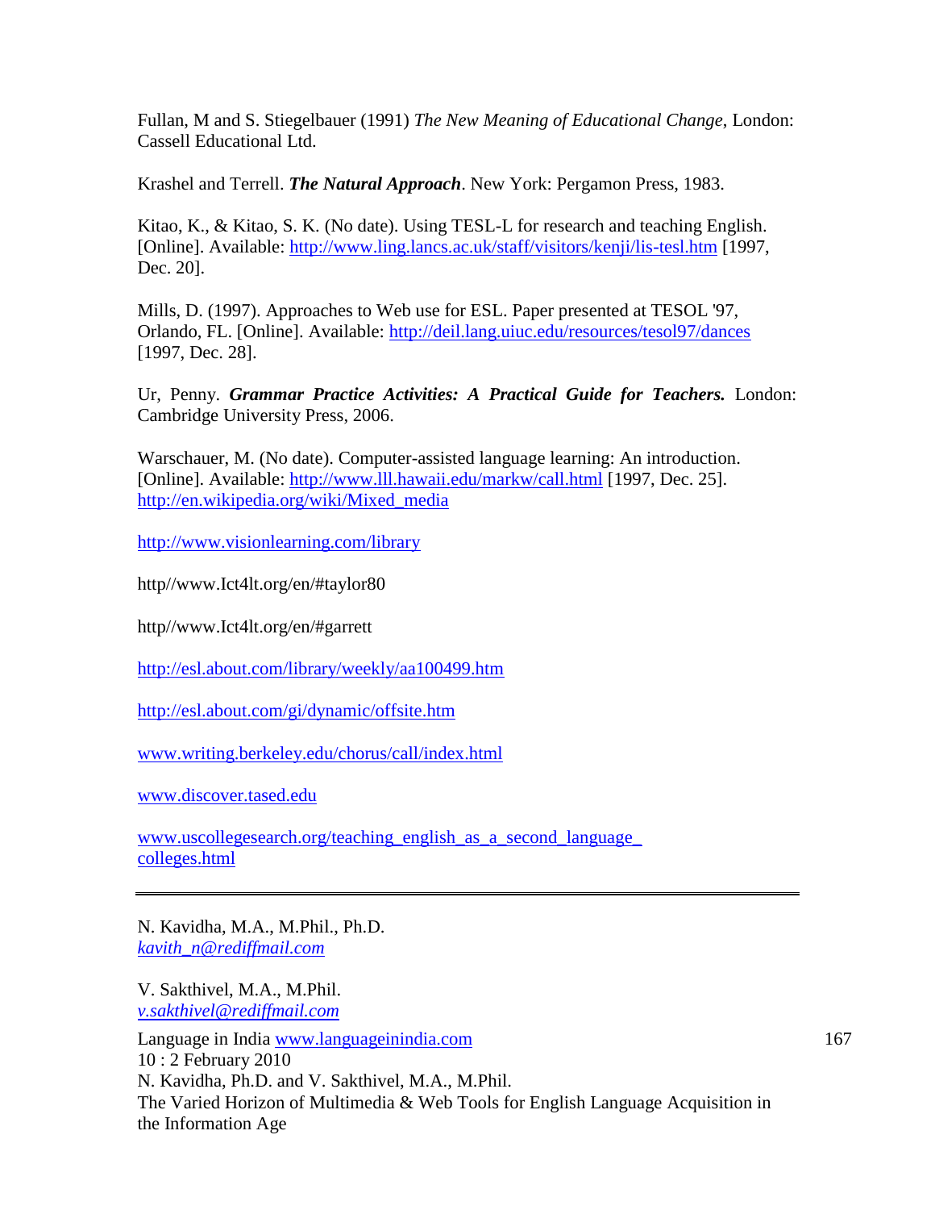Fullan, M and S. Stiegelbauer (1991) *The New Meaning of Educational Change*, London: Cassell Educational Ltd.

Krashel and Terrell. ***The Natural Approach***. New York: Pergamon Press, 1983.

Kitao, K., & Kitao, S. K. (No date). Using TESL-L for research and teaching English. [Online]. Available: http://www.ling.lancs.ac.uk/staff/visitors/kenji/lis-tesl.htm [1997, Dec. 20].

Mills, D. (1997). Approaches to Web use for ESL. Paper presented at TESOL '97, Orlando, FL. [Online]. Available: http://deil.lang.uiuc.edu/resources/tesol97/dances [1997, Dec. 28].

Ur, Penny. ***Grammar Practice Activities: A Practical Guide for Teachers.*** London: Cambridge University Press, 2006.

Warschauer, M. (No date). Computer-assisted language learning: An introduction. [Online]. Available: http://www.lll.hawaii.edu/markw/call.html [1997, Dec. 25].
http://en.wikipedia.org/wiki/Mixed_media

http://www.visionlearning.com/library

http//www.Ict4lt.org/en/#taylor80

http//www.Ict4lt.org/en/#garrett

http://esl.about.com/library/weekly/aa100499.htm

http://esl.about.com/gi/dynamic/offsite.htm

www.writing.berkeley.edu/chorus/call/index.html

www.discover.tased.edu

www.uscollegesearch.org/teaching_english_as_a_second_language_colleges.html

---

N. Kavidha, M.A., M.Phil., Ph.D.
*kavith_n@rediffmail.com*

V. Sakthivel, M.A., M.Phil.
*v.sakthivel@rediffmail.com*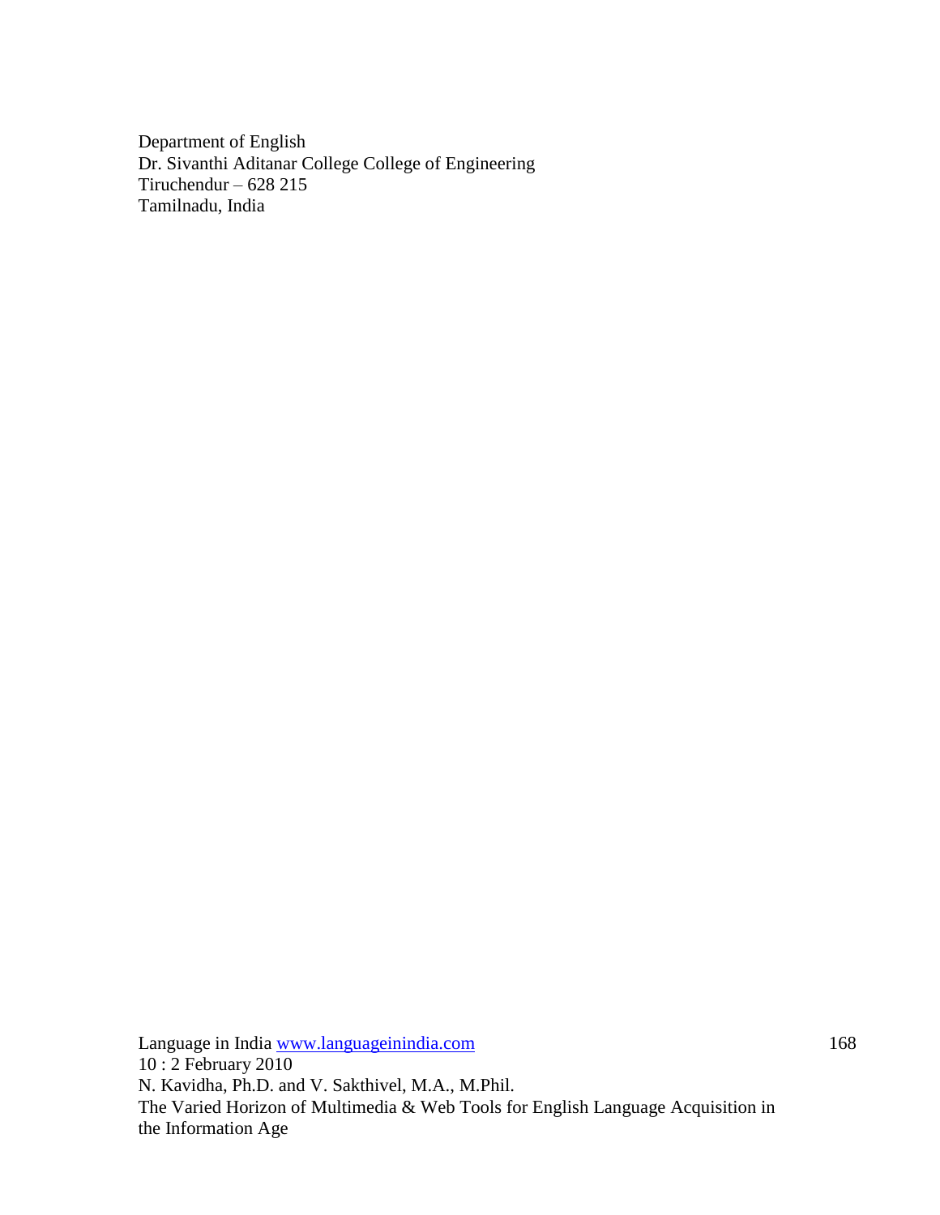Department of English
Dr. Sivanthi Aditanar College College of Engineering
Tiruchendur – 628 215
Tamilnadu, India